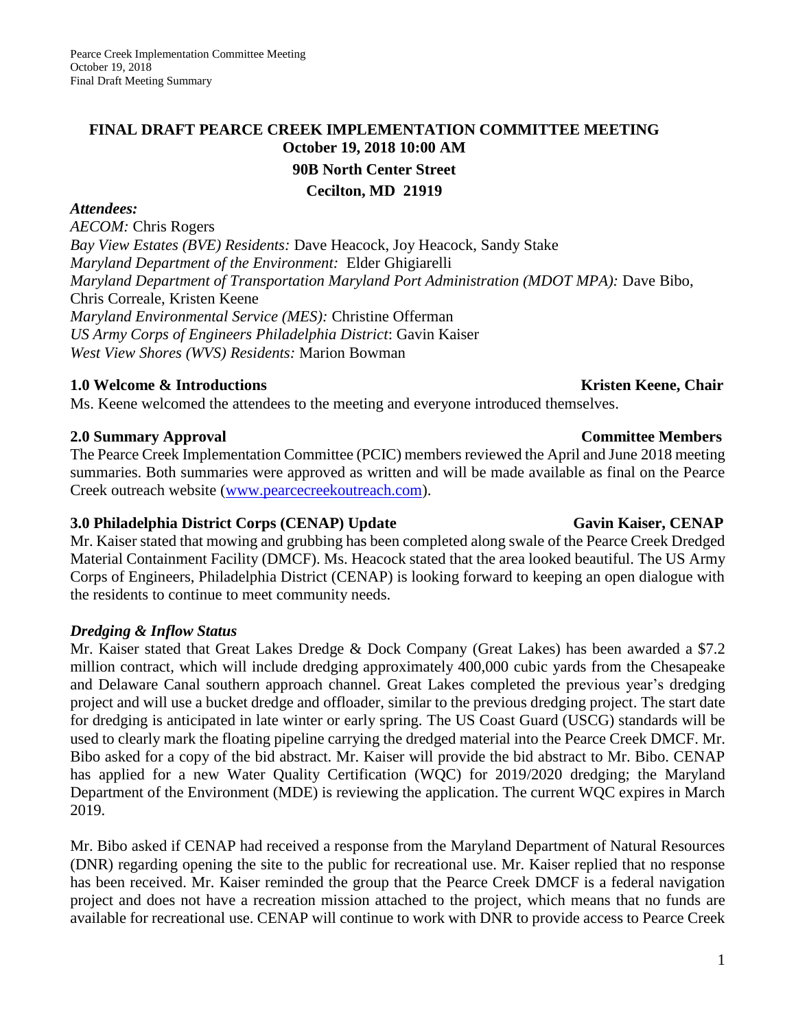# FINAL DRAFT PEARCE CREEK IMPLEMENTATION COMMITTEE MEETING

**October 19, 2018 10:00 AM**

**90B North Center Street**

**Cecilton, MD 21919**

***Attendees:***

*AECOM:* Chris Rogers
*Bay View Estates (BVE) Residents:* Dave Heacock, Joy Heacock, Sandy Stake
*Maryland Department of the Environment:* Elder Ghigiarelli
*Maryland Department of Transportation Maryland Port Administration (MDOT MPA):* Dave Bibo, Chris Correale, Kristen Keene
*Maryland Environmental Service (MES):* Christine Offerman
*US Army Corps of Engineers Philadelphia District*: Gavin Kaiser
*West View Shores (WVS) Residents:* Marion Bowman

## 1.0 Welcome & Introductions — Kristen Keene, Chair

Ms. Keene welcomed the attendees to the meeting and everyone introduced themselves.

## 2.0 Summary Approval — Committee Members

The Pearce Creek Implementation Committee (PCIC) members reviewed the April and June 2018 meeting summaries. Both summaries were approved as written and will be made available as final on the Pearce Creek outreach website (www.pearcecreekoutreach.com).

## 3.0 Philadelphia District Corps (CENAP) Update — Gavin Kaiser, CENAP

Mr. Kaiser stated that mowing and grubbing has been completed along swale of the Pearce Creek Dredged Material Containment Facility (DMCF). Ms. Heacock stated that the area looked beautiful. The US Army Corps of Engineers, Philadelphia District (CENAP) is looking forward to keeping an open dialogue with the residents to continue to meet community needs.

### *Dredging & Inflow Status*

Mr. Kaiser stated that Great Lakes Dredge & Dock Company (Great Lakes) has been awarded a $7.2 million contract, which will include dredging approximately 400,000 cubic yards from the Chesapeake and Delaware Canal southern approach channel. Great Lakes completed the previous year's dredging project and will use a bucket dredge and offloader, similar to the previous dredging project. The start date for dredging is anticipated in late winter or early spring. The US Coast Guard (USCG) standards will be used to clearly mark the floating pipeline carrying the dredged material into the Pearce Creek DMCF. Mr. Bibo asked for a copy of the bid abstract. Mr. Kaiser will provide the bid abstract to Mr. Bibo. CENAP has applied for a new Water Quality Certification (WQC) for 2019/2020 dredging; the Maryland Department of the Environment (MDE) is reviewing the application. The current WQC expires in March 2019.

Mr. Bibo asked if CENAP had received a response from the Maryland Department of Natural Resources (DNR) regarding opening the site to the public for recreational use. Mr. Kaiser replied that no response has been received. Mr. Kaiser reminded the group that the Pearce Creek DMCF is a federal navigation project and does not have a recreation mission attached to the project, which means that no funds are available for recreational use. CENAP will continue to work with DNR to provide access to Pearce Creek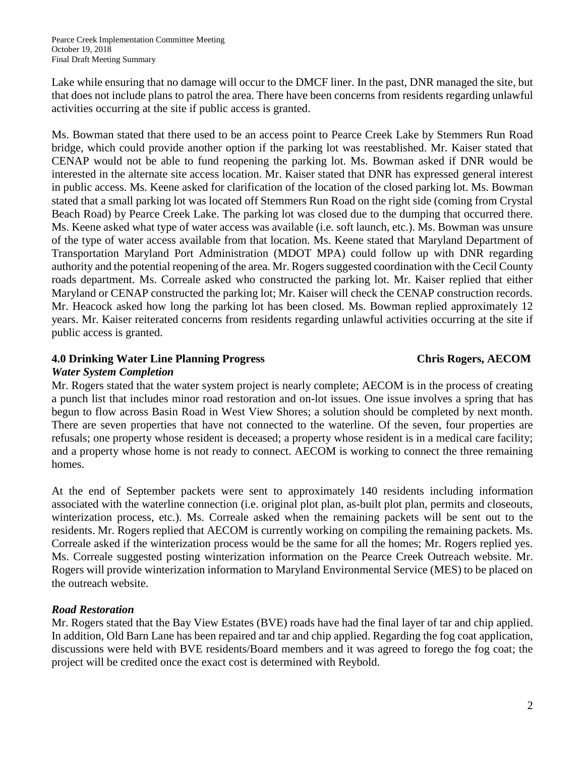Lake while ensuring that no damage will occur to the DMCF liner. In the past, DNR managed the site, but that does not include plans to patrol the area. There have been concerns from residents regarding unlawful activities occurring at the site if public access is granted.

Ms. Bowman stated that there used to be an access point to Pearce Creek Lake by Stemmers Run Road bridge, which could provide another option if the parking lot was reestablished. Mr. Kaiser stated that CENAP would not be able to fund reopening the parking lot. Ms. Bowman asked if DNR would be interested in the alternate site access location. Mr. Kaiser stated that DNR has expressed general interest in public access. Ms. Keene asked for clarification of the location of the closed parking lot. Ms. Bowman stated that a small parking lot was located off Stemmers Run Road on the right side (coming from Crystal Beach Road) by Pearce Creek Lake. The parking lot was closed due to the dumping that occurred there. Ms. Keene asked what type of water access was available (i.e. soft launch, etc.). Ms. Bowman was unsure of the type of water access available from that location. Ms. Keene stated that Maryland Department of Transportation Maryland Port Administration (MDOT MPA) could follow up with DNR regarding authority and the potential reopening of the area. Mr. Rogers suggested coordination with the Cecil County roads department. Ms. Correale asked who constructed the parking lot. Mr. Kaiser replied that either Maryland or CENAP constructed the parking lot; Mr. Kaiser will check the CENAP construction records. Mr. Heacock asked how long the parking lot has been closed. Ms. Bowman replied approximately 12 years. Mr. Kaiser reiterated concerns from residents regarding unlawful activities occurring at the site if public access is granted.

## 4.0 Drinking Water Line Planning Progress — Chris Rogers, AECOM

### *Water System Completion*

Mr. Rogers stated that the water system project is nearly complete; AECOM is in the process of creating a punch list that includes minor road restoration and on-lot issues. One issue involves a spring that has begun to flow across Basin Road in West View Shores; a solution should be completed by next month. There are seven properties that have not connected to the waterline. Of the seven, four properties are refusals; one property whose resident is deceased; a property whose resident is in a medical care facility; and a property whose home is not ready to connect. AECOM is working to connect the three remaining homes.

At the end of September packets were sent to approximately 140 residents including information associated with the waterline connection (i.e. original plot plan, as-built plot plan, permits and closeouts, winterization process, etc.). Ms. Correale asked when the remaining packets will be sent out to the residents. Mr. Rogers replied that AECOM is currently working on compiling the remaining packets. Ms. Correale asked if the winterization process would be the same for all the homes; Mr. Rogers replied yes. Ms. Correale suggested posting winterization information on the Pearce Creek Outreach website. Mr. Rogers will provide winterization information to Maryland Environmental Service (MES) to be placed on the outreach website.

### *Road Restoration*

Mr. Rogers stated that the Bay View Estates (BVE) roads have had the final layer of tar and chip applied. In addition, Old Barn Lane has been repaired and tar and chip applied. Regarding the fog coat application, discussions were held with BVE residents/Board members and it was agreed to forego the fog coat; the project will be credited once the exact cost is determined with Reybold.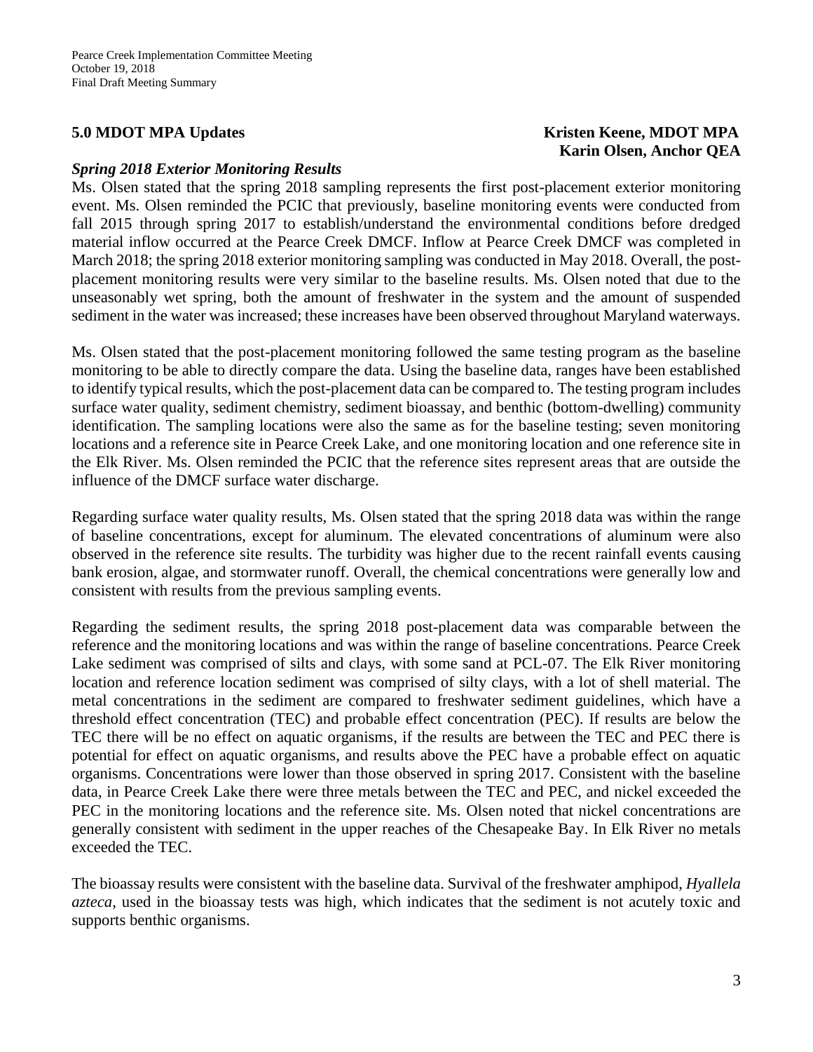## 5.0 MDOT MPA Updates

**Kristen Keene, MDOT MPA**
**Karin Olsen, Anchor QEA**

### *Spring 2018 Exterior Monitoring Results*

Ms. Olsen stated that the spring 2018 sampling represents the first post-placement exterior monitoring event. Ms. Olsen reminded the PCIC that previously, baseline monitoring events were conducted from fall 2015 through spring 2017 to establish/understand the environmental conditions before dredged material inflow occurred at the Pearce Creek DMCF. Inflow at Pearce Creek DMCF was completed in March 2018; the spring 2018 exterior monitoring sampling was conducted in May 2018. Overall, the post-placement monitoring results were very similar to the baseline results. Ms. Olsen noted that due to the unseasonably wet spring, both the amount of freshwater in the system and the amount of suspended sediment in the water was increased; these increases have been observed throughout Maryland waterways.

Ms. Olsen stated that the post-placement monitoring followed the same testing program as the baseline monitoring to be able to directly compare the data. Using the baseline data, ranges have been established to identify typical results, which the post-placement data can be compared to. The testing program includes surface water quality, sediment chemistry, sediment bioassay, and benthic (bottom-dwelling) community identification. The sampling locations were also the same as for the baseline testing; seven monitoring locations and a reference site in Pearce Creek Lake, and one monitoring location and one reference site in the Elk River. Ms. Olsen reminded the PCIC that the reference sites represent areas that are outside the influence of the DMCF surface water discharge.

Regarding surface water quality results, Ms. Olsen stated that the spring 2018 data was within the range of baseline concentrations, except for aluminum. The elevated concentrations of aluminum were also observed in the reference site results. The turbidity was higher due to the recent rainfall events causing bank erosion, algae, and stormwater runoff. Overall, the chemical concentrations were generally low and consistent with results from the previous sampling events.

Regarding the sediment results, the spring 2018 post-placement data was comparable between the reference and the monitoring locations and was within the range of baseline concentrations. Pearce Creek Lake sediment was comprised of silts and clays, with some sand at PCL-07. The Elk River monitoring location and reference location sediment was comprised of silty clays, with a lot of shell material. The metal concentrations in the sediment are compared to freshwater sediment guidelines, which have a threshold effect concentration (TEC) and probable effect concentration (PEC). If results are below the TEC there will be no effect on aquatic organisms, if the results are between the TEC and PEC there is potential for effect on aquatic organisms, and results above the PEC have a probable effect on aquatic organisms. Concentrations were lower than those observed in spring 2017. Consistent with the baseline data, in Pearce Creek Lake there were three metals between the TEC and PEC, and nickel exceeded the PEC in the monitoring locations and the reference site. Ms. Olsen noted that nickel concentrations are generally consistent with sediment in the upper reaches of the Chesapeake Bay. In Elk River no metals exceeded the TEC.

The bioassay results were consistent with the baseline data. Survival of the freshwater amphipod, *Hyallela azteca*, used in the bioassay tests was high, which indicates that the sediment is not acutely toxic and supports benthic organisms.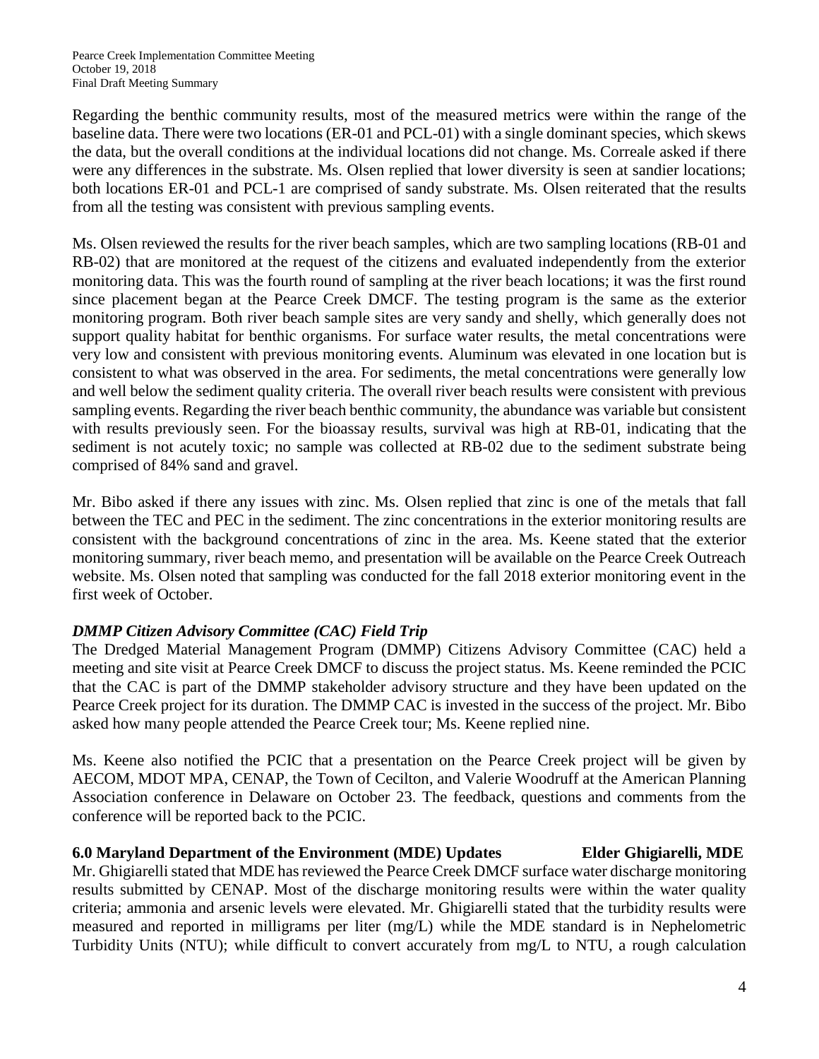Regarding the benthic community results, most of the measured metrics were within the range of the baseline data. There were two locations (ER-01 and PCL-01) with a single dominant species, which skews the data, but the overall conditions at the individual locations did not change. Ms. Correale asked if there were any differences in the substrate. Ms. Olsen replied that lower diversity is seen at sandier locations; both locations ER-01 and PCL-1 are comprised of sandy substrate. Ms. Olsen reiterated that the results from all the testing was consistent with previous sampling events.

Ms. Olsen reviewed the results for the river beach samples, which are two sampling locations (RB-01 and RB-02) that are monitored at the request of the citizens and evaluated independently from the exterior monitoring data. This was the fourth round of sampling at the river beach locations; it was the first round since placement began at the Pearce Creek DMCF. The testing program is the same as the exterior monitoring program. Both river beach sample sites are very sandy and shelly, which generally does not support quality habitat for benthic organisms. For surface water results, the metal concentrations were very low and consistent with previous monitoring events. Aluminum was elevated in one location but is consistent to what was observed in the area. For sediments, the metal concentrations were generally low and well below the sediment quality criteria. The overall river beach results were consistent with previous sampling events. Regarding the river beach benthic community, the abundance was variable but consistent with results previously seen. For the bioassay results, survival was high at RB-01, indicating that the sediment is not acutely toxic; no sample was collected at RB-02 due to the sediment substrate being comprised of 84% sand and gravel.

Mr. Bibo asked if there any issues with zinc. Ms. Olsen replied that zinc is one of the metals that fall between the TEC and PEC in the sediment. The zinc concentrations in the exterior monitoring results are consistent with the background concentrations of zinc in the area. Ms. Keene stated that the exterior monitoring summary, river beach memo, and presentation will be available on the Pearce Creek Outreach website. Ms. Olsen noted that sampling was conducted for the fall 2018 exterior monitoring event in the first week of October.

***DMMP Citizen Advisory Committee (CAC) Field Trip***

The Dredged Material Management Program (DMMP) Citizens Advisory Committee (CAC) held a meeting and site visit at Pearce Creek DMCF to discuss the project status. Ms. Keene reminded the PCIC that the CAC is part of the DMMP stakeholder advisory structure and they have been updated on the Pearce Creek project for its duration. The DMMP CAC is invested in the success of the project. Mr. Bibo asked how many people attended the Pearce Creek tour; Ms. Keene replied nine.

Ms. Keene also notified the PCIC that a presentation on the Pearce Creek project will be given by AECOM, MDOT MPA, CENAP, the Town of Cecilton, and Valerie Woodruff at the American Planning Association conference in Delaware on October 23. The feedback, questions and comments from the conference will be reported back to the PCIC.

**6.0 Maryland Department of the Environment (MDE) Updates — Elder Ghigiarelli, MDE**

Mr. Ghigiarelli stated that MDE has reviewed the Pearce Creek DMCF surface water discharge monitoring results submitted by CENAP. Most of the discharge monitoring results were within the water quality criteria; ammonia and arsenic levels were elevated. Mr. Ghigiarelli stated that the turbidity results were measured and reported in milligrams per liter (mg/L) while the MDE standard is in Nephelometric Turbidity Units (NTU); while difficult to convert accurately from mg/L to NTU, a rough calculation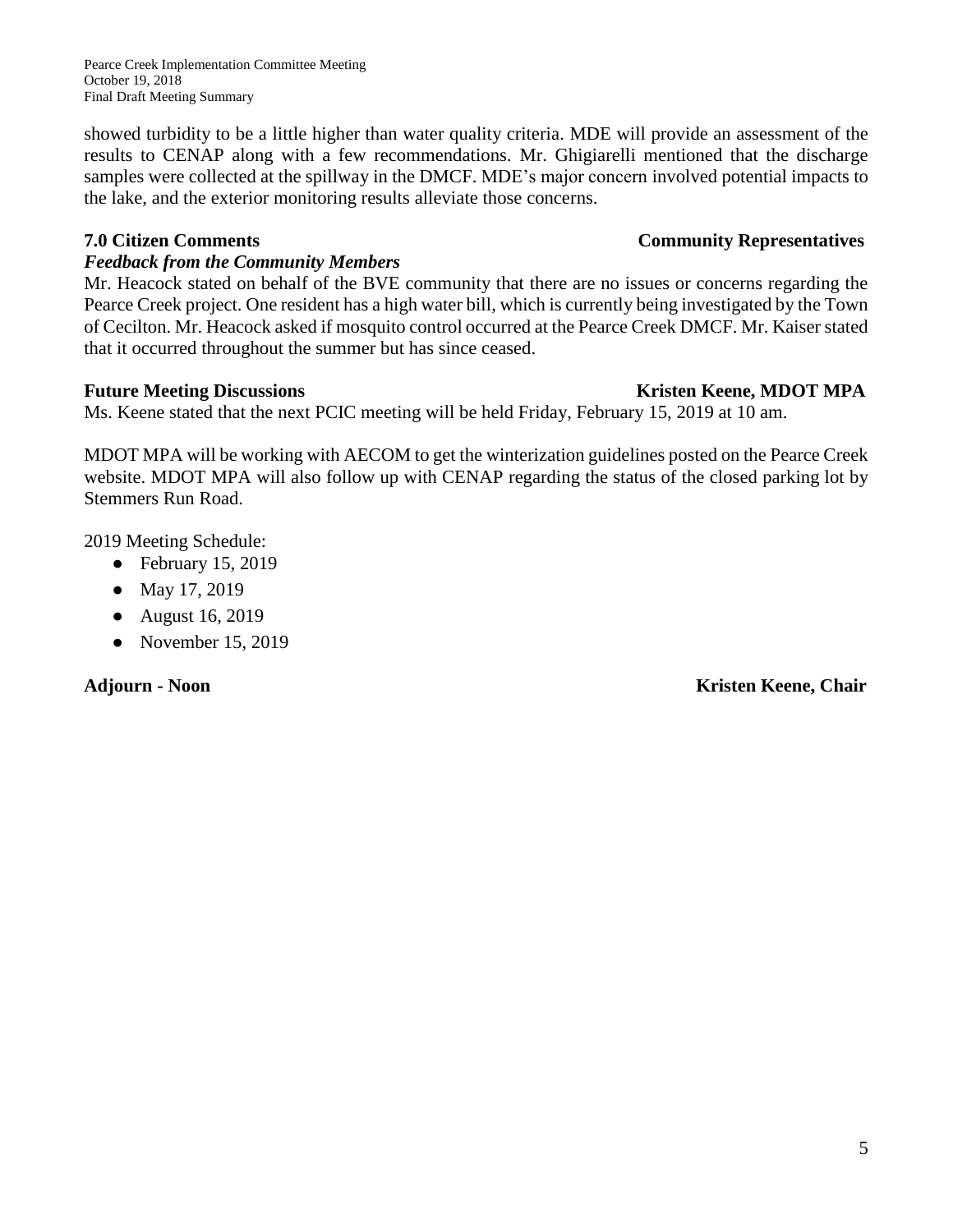showed turbidity to be a little higher than water quality criteria. MDE will provide an assessment of the results to CENAP along with a few recommendations. Mr. Ghigiarelli mentioned that the discharge samples were collected at the spillway in the DMCF. MDE's major concern involved potential impacts to the lake, and the exterior monitoring results alleviate those concerns.

### 7.0 Citizen Comments — Community Representatives

***Feedback from the Community Members***

Mr. Heacock stated on behalf of the BVE community that there are no issues or concerns regarding the Pearce Creek project. One resident has a high water bill, which is currently being investigated by the Town of Cecilton. Mr. Heacock asked if mosquito control occurred at the Pearce Creek DMCF. Mr. Kaiser stated that it occurred throughout the summer but has since ceased.

### Future Meeting Discussions — Kristen Keene, MDOT MPA

Ms. Keene stated that the next PCIC meeting will be held Friday, February 15, 2019 at 10 am.

MDOT MPA will be working with AECOM to get the winterization guidelines posted on the Pearce Creek website. MDOT MPA will also follow up with CENAP regarding the status of the closed parking lot by Stemmers Run Road.

2019 Meeting Schedule:

- February 15, 2019
- May 17, 2019
- August 16, 2019
- November 15, 2019

**Adjourn - Noon — Kristen Keene, Chair**